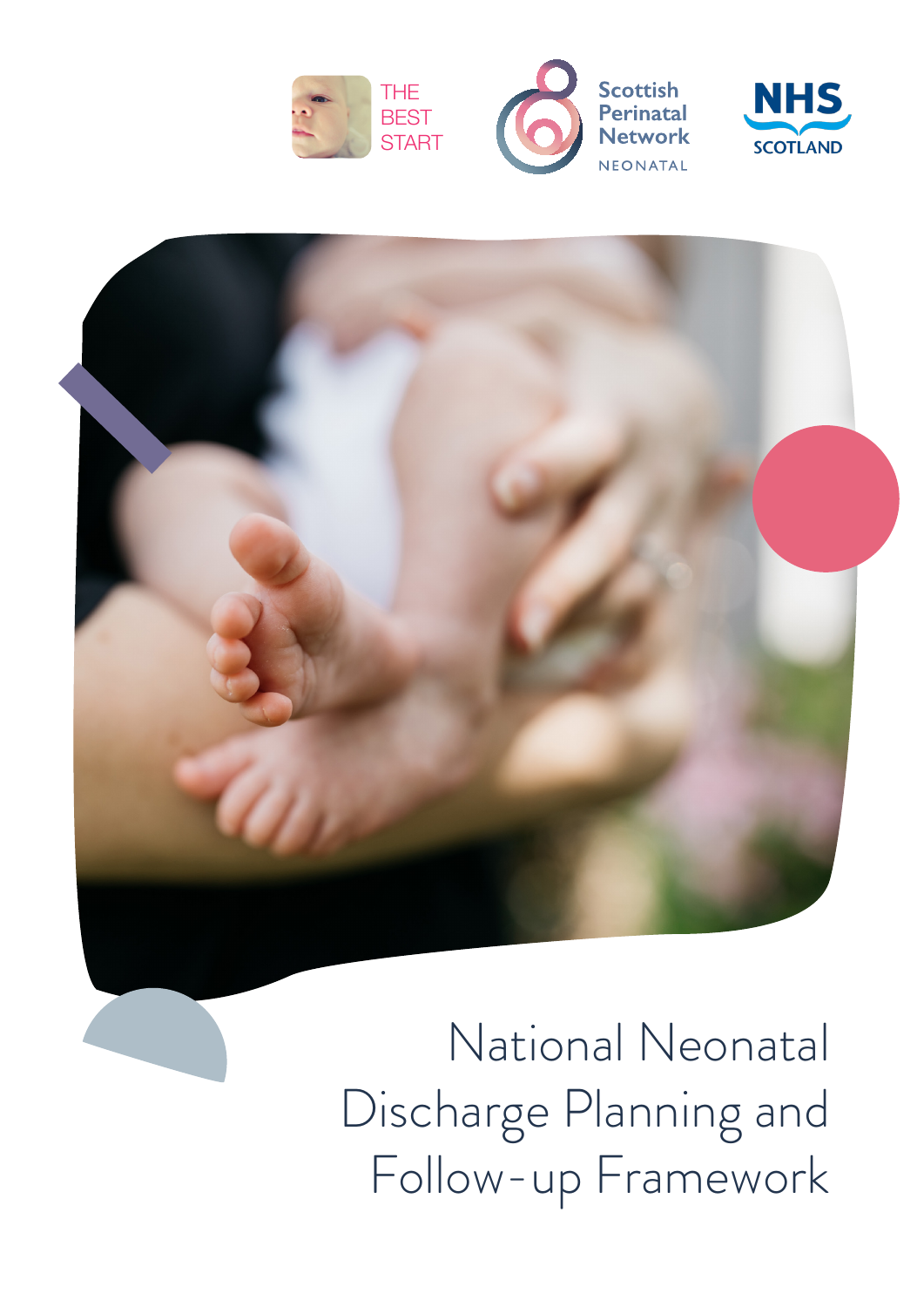THE BEST START

Scottish Perinatal Network

NEONATAL

NHS SCOTLAND

# National Neonatal Discharge Planning and Follow-up Framework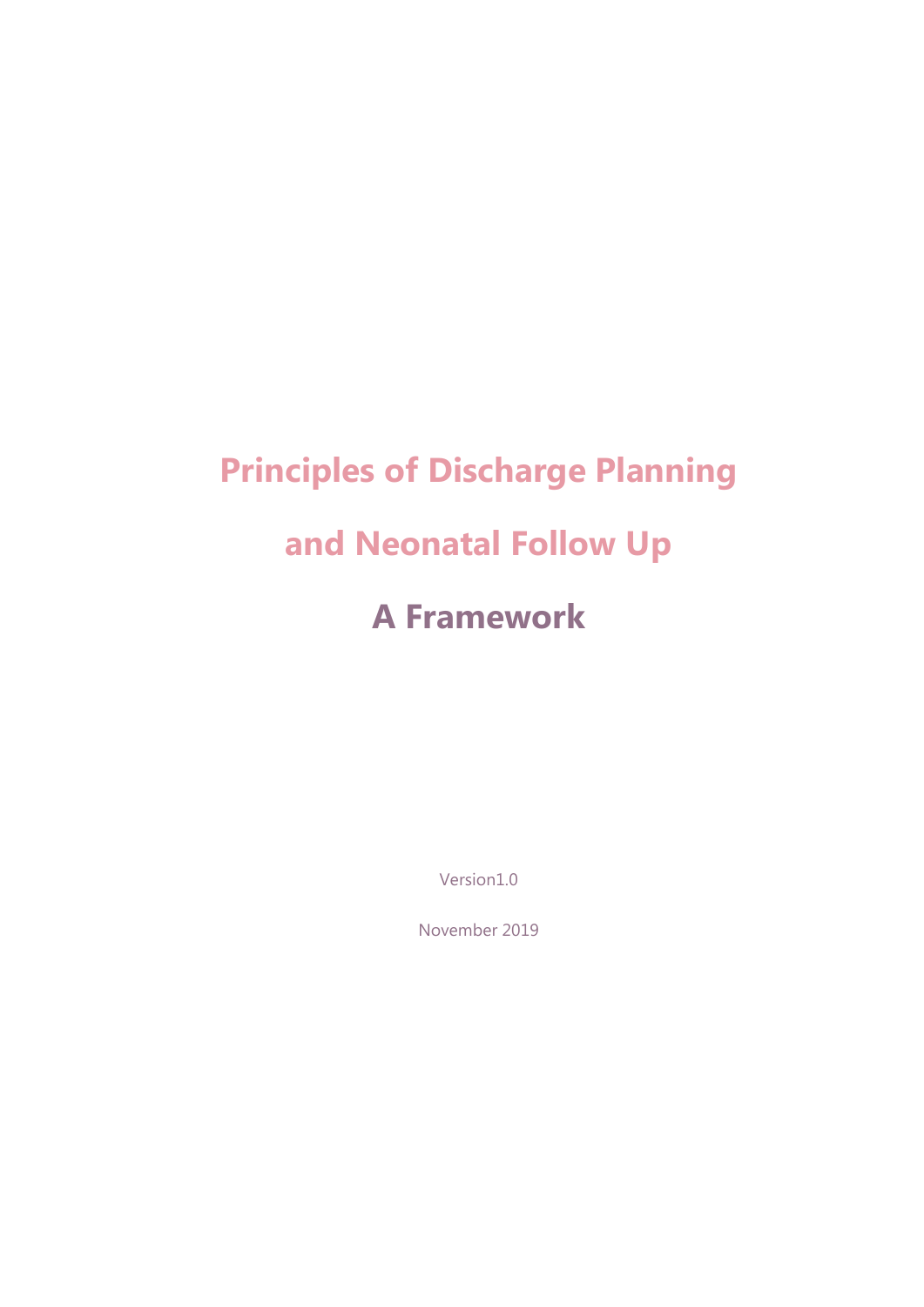# Principles of Discharge Planning and Neonatal Follow Up

## A Framework

Version1.0

November 2019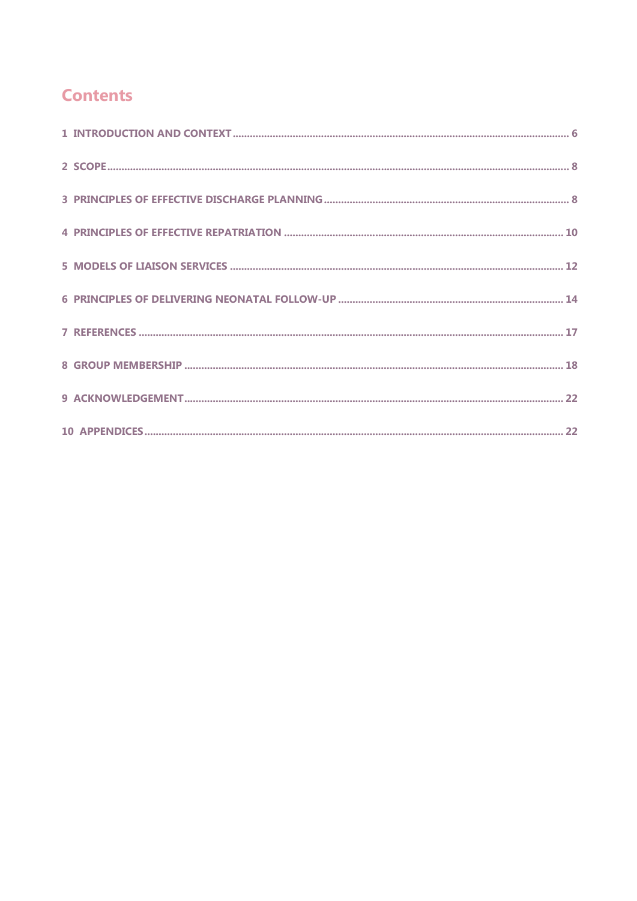# Contents

1 INTRODUCTION AND CONTEXT ..... 6

2 SCOPE ..... 8

3 PRINCIPLES OF EFFECTIVE DISCHARGE PLANNING ..... 8

4 PRINCIPLES OF EFFECTIVE REPATRIATION ..... 10

5 MODELS OF LIAISON SERVICES ..... 12

6 PRINCIPLES OF DELIVERING NEONATAL FOLLOW-UP ..... 14

7 REFERENCES ..... 17

8 GROUP MEMBERSHIP ..... 18

9 ACKNOWLEDGEMENT ..... 22

10 APPENDICES ..... 22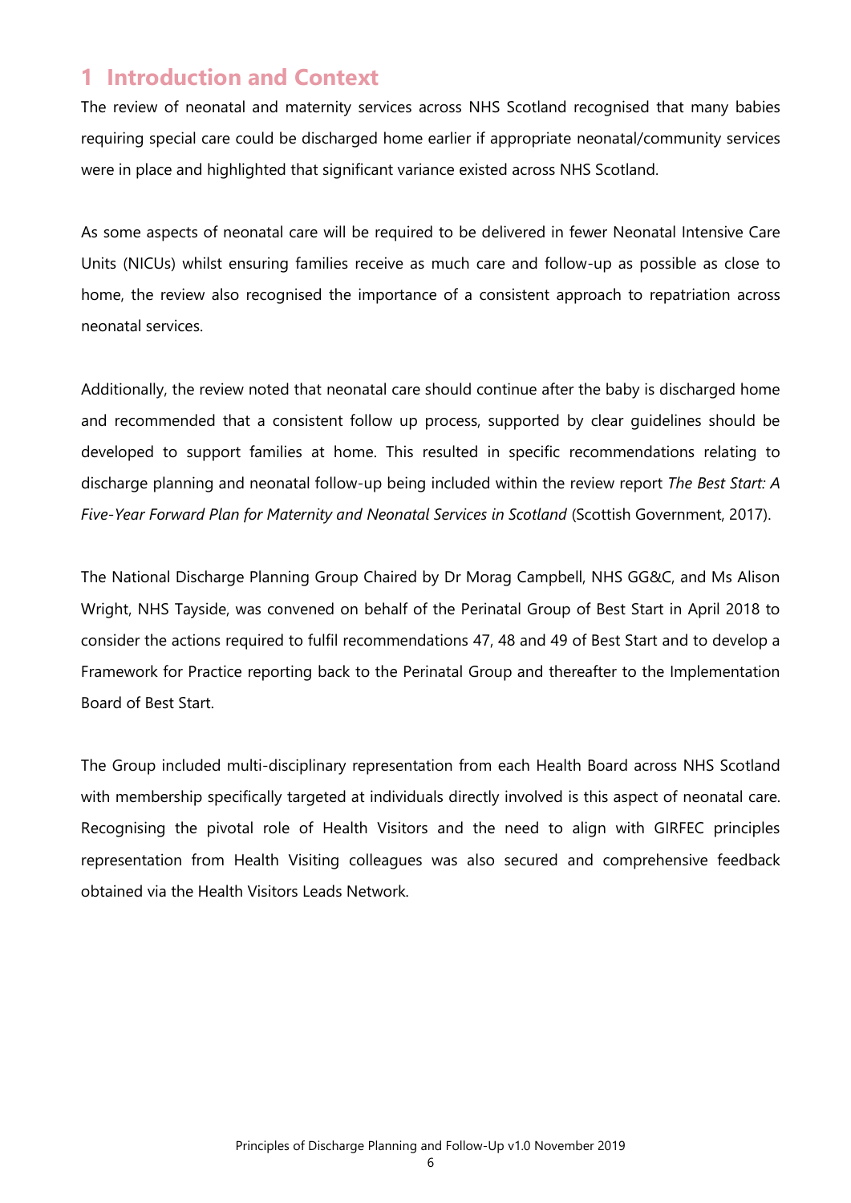# 1 Introduction and Context

The review of neonatal and maternity services across NHS Scotland recognised that many babies requiring special care could be discharged home earlier if appropriate neonatal/community services were in place and highlighted that significant variance existed across NHS Scotland.

As some aspects of neonatal care will be required to be delivered in fewer Neonatal Intensive Care Units (NICUs) whilst ensuring families receive as much care and follow-up as possible as close to home, the review also recognised the importance of a consistent approach to repatriation across neonatal services.

Additionally, the review noted that neonatal care should continue after the baby is discharged home and recommended that a consistent follow up process, supported by clear guidelines should be developed to support families at home. This resulted in specific recommendations relating to discharge planning and neonatal follow-up being included within the review report *The Best Start: A Five-Year Forward Plan for Maternity and Neonatal Services in Scotland* (Scottish Government, 2017).

The National Discharge Planning Group Chaired by Dr Morag Campbell, NHS GG&C, and Ms Alison Wright, NHS Tayside, was convened on behalf of the Perinatal Group of Best Start in April 2018 to consider the actions required to fulfil recommendations 47, 48 and 49 of Best Start and to develop a Framework for Practice reporting back to the Perinatal Group and thereafter to the Implementation Board of Best Start.

The Group included multi-disciplinary representation from each Health Board across NHS Scotland with membership specifically targeted at individuals directly involved is this aspect of neonatal care. Recognising the pivotal role of Health Visitors and the need to align with GIRFEC principles representation from Health Visiting colleagues was also secured and comprehensive feedback obtained via the Health Visitors Leads Network.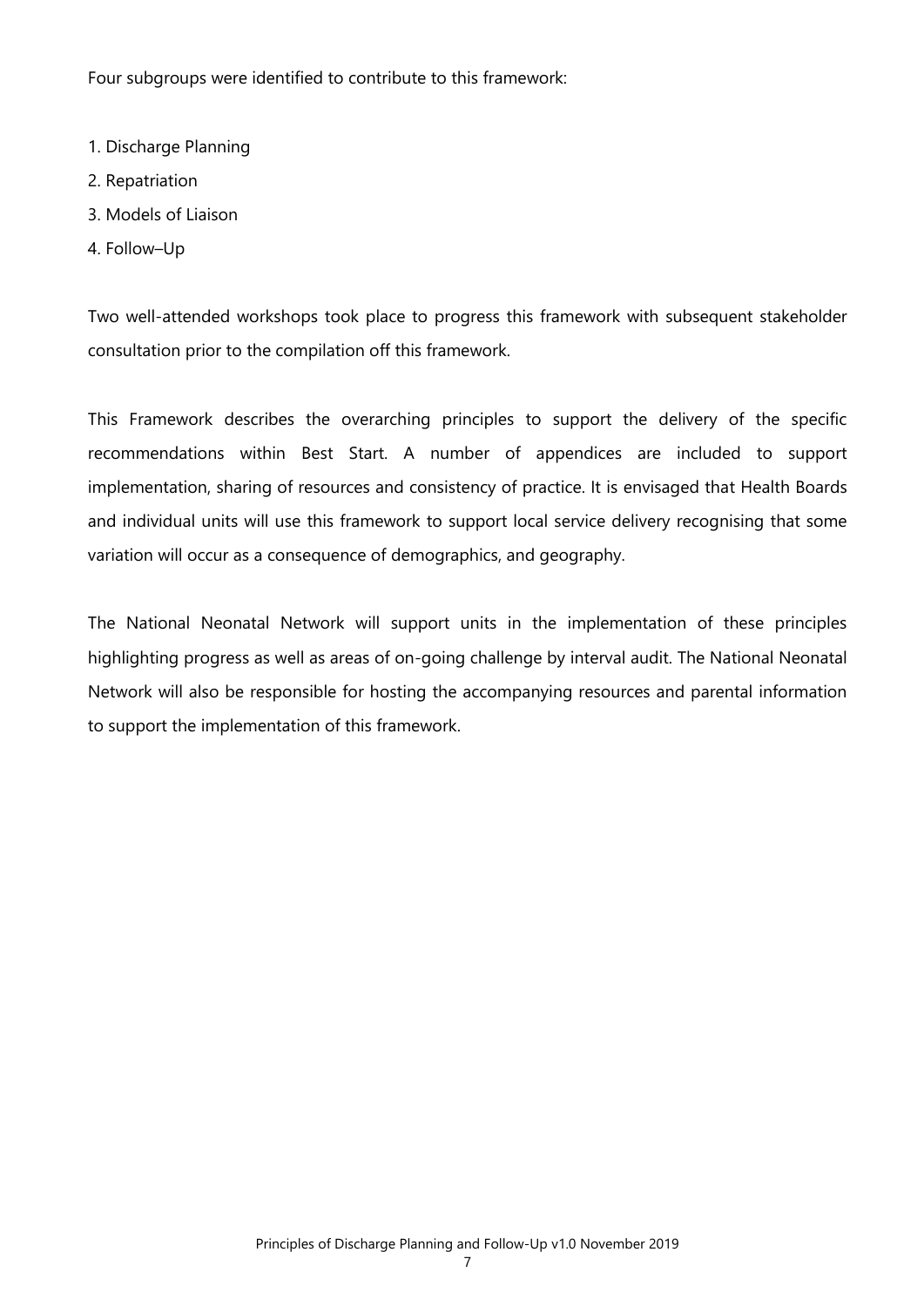Four subgroups were identified to contribute to this framework:

1. Discharge Planning
2. Repatriation
3. Models of Liaison
4. Follow–Up

Two well-attended workshops took place to progress this framework with subsequent stakeholder consultation prior to the compilation off this framework.

This Framework describes the overarching principles to support the delivery of the specific recommendations within Best Start. A number of appendices are included to support implementation, sharing of resources and consistency of practice. It is envisaged that Health Boards and individual units will use this framework to support local service delivery recognising that some variation will occur as a consequence of demographics, and geography.

The National Neonatal Network will support units in the implementation of these principles highlighting progress as well as areas of on-going challenge by interval audit. The National Neonatal Network will also be responsible for hosting the accompanying resources and parental information to support the implementation of this framework.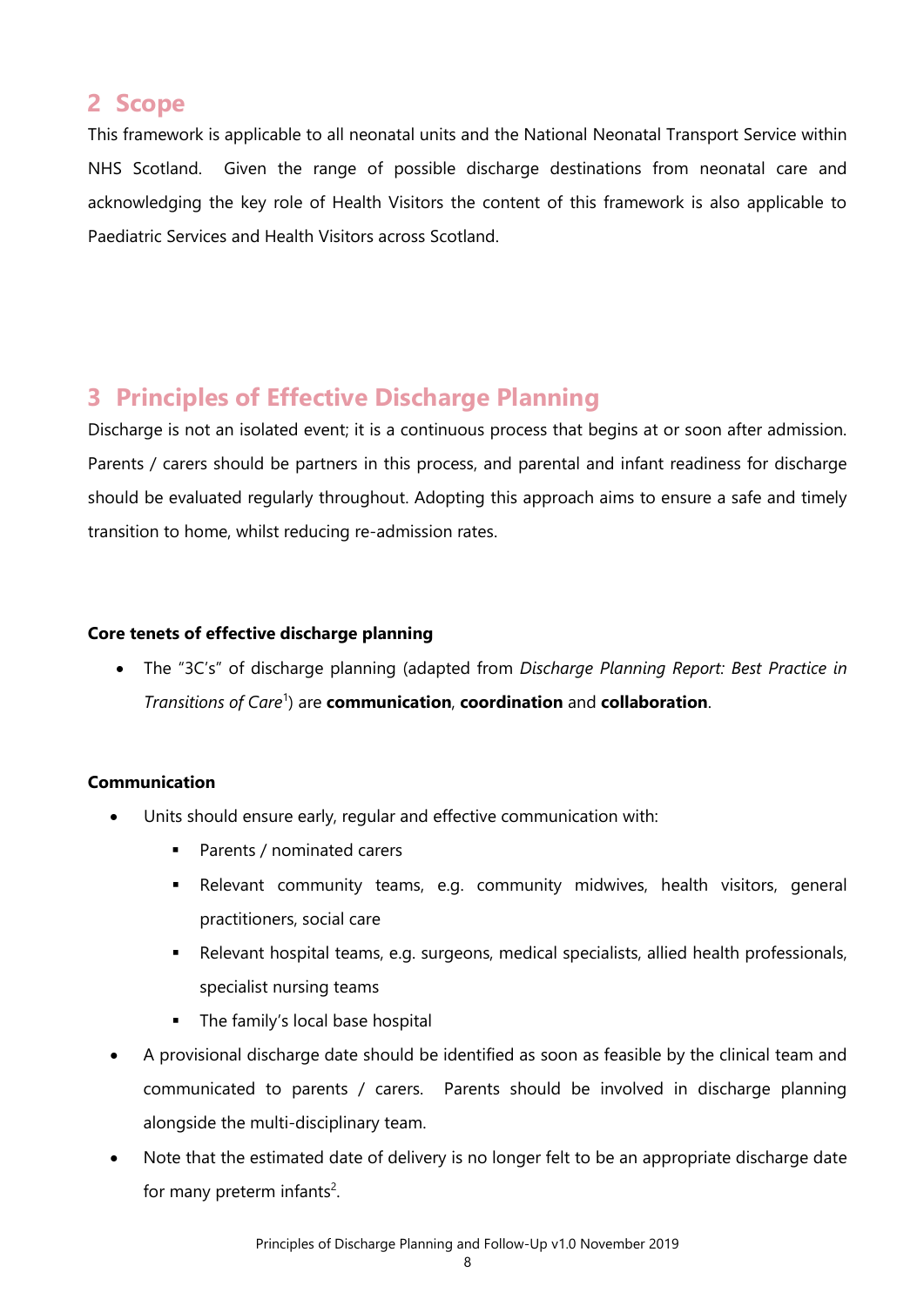## 2 Scope

This framework is applicable to all neonatal units and the National Neonatal Transport Service within NHS Scotland. Given the range of possible discharge destinations from neonatal care and acknowledging the key role of Health Visitors the content of this framework is also applicable to Paediatric Services and Health Visitors across Scotland.

## 3 Principles of Effective Discharge Planning

Discharge is not an isolated event; it is a continuous process that begins at or soon after admission. Parents / carers should be partners in this process, and parental and infant readiness for discharge should be evaluated regularly throughout. Adopting this approach aims to ensure a safe and timely transition to home, whilst reducing re-admission rates.

**Core tenets of effective discharge planning**

- The "3C's" of discharge planning (adapted from *Discharge Planning Report: Best Practice in Transitions of Care*[1]) are **communication**, **coordination** and **collaboration**.

**Communication**

- Units should ensure early, regular and effective communication with:
  - Parents / nominated carers
  - Relevant community teams, e.g. community midwives, health visitors, general practitioners, social care
  - Relevant hospital teams, e.g. surgeons, medical specialists, allied health professionals, specialist nursing teams
  - The family's local base hospital
- A provisional discharge date should be identified as soon as feasible by the clinical team and communicated to parents / carers. Parents should be involved in discharge planning alongside the multi-disciplinary team.
- Note that the estimated date of delivery is no longer felt to be an appropriate discharge date for many preterm infants[2].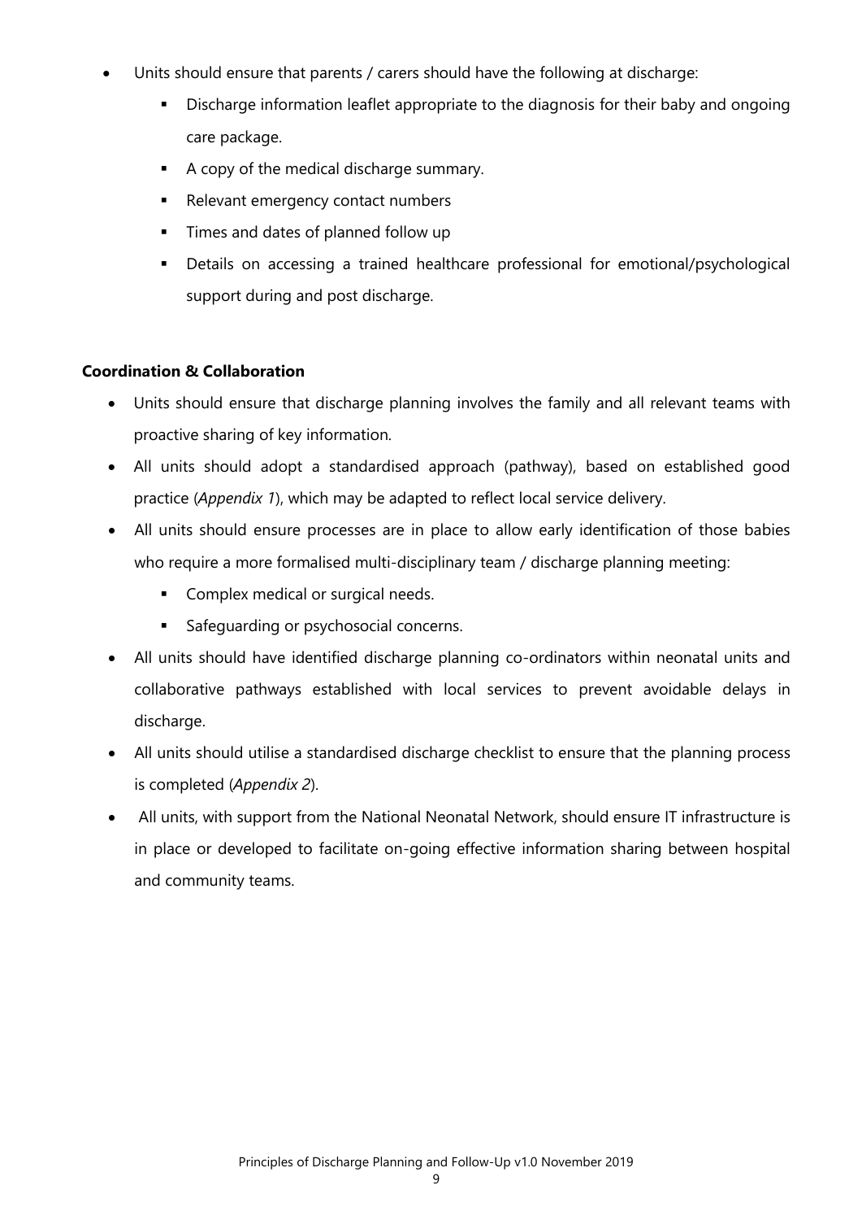- Units should ensure that parents / carers should have the following at discharge:
  - Discharge information leaflet appropriate to the diagnosis for their baby and ongoing care package.
  - A copy of the medical discharge summary.
  - Relevant emergency contact numbers
  - Times and dates of planned follow up
  - Details on accessing a trained healthcare professional for emotional/psychological support during and post discharge.

**Coordination & Collaboration**

- Units should ensure that discharge planning involves the family and all relevant teams with proactive sharing of key information.
- All units should adopt a standardised approach (pathway), based on established good practice (*Appendix 1*), which may be adapted to reflect local service delivery.
- All units should ensure processes are in place to allow early identification of those babies who require a more formalised multi-disciplinary team / discharge planning meeting:
  - Complex medical or surgical needs.
  - Safeguarding or psychosocial concerns.
- All units should have identified discharge planning co-ordinators within neonatal units and collaborative pathways established with local services to prevent avoidable delays in discharge.
- All units should utilise a standardised discharge checklist to ensure that the planning process is completed (*Appendix 2*).
- All units, with support from the National Neonatal Network, should ensure IT infrastructure is in place or developed to facilitate on-going effective information sharing between hospital and community teams.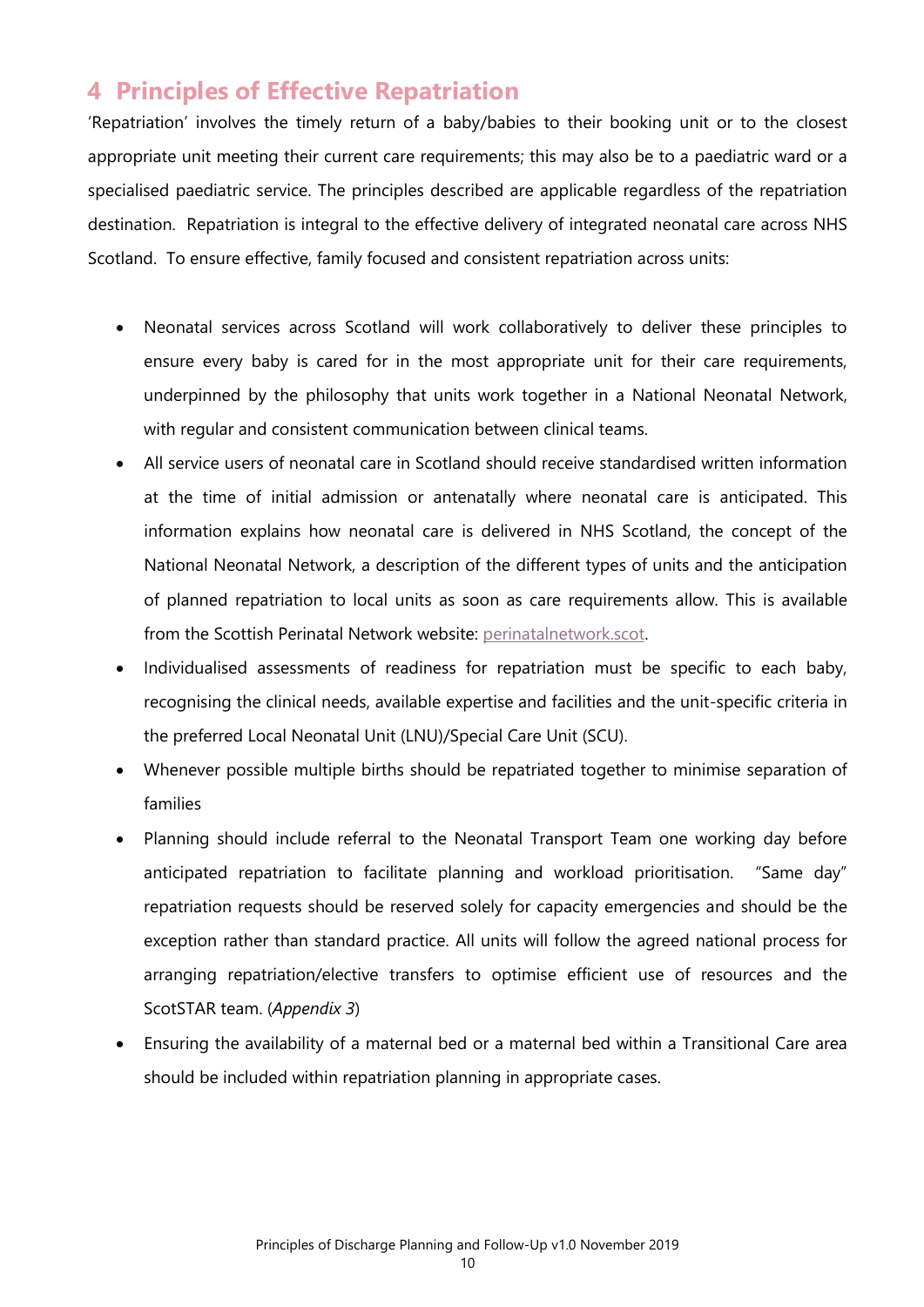# 4 Principles of Effective Repatriation

'Repatriation' involves the timely return of a baby/babies to their booking unit or to the closest appropriate unit meeting their current care requirements; this may also be to a paediatric ward or a specialised paediatric service. The principles described are applicable regardless of the repatriation destination. Repatriation is integral to the effective delivery of integrated neonatal care across NHS Scotland. To ensure effective, family focused and consistent repatriation across units:

- Neonatal services across Scotland will work collaboratively to deliver these principles to ensure every baby is cared for in the most appropriate unit for their care requirements, underpinned by the philosophy that units work together in a National Neonatal Network, with regular and consistent communication between clinical teams.
- All service users of neonatal care in Scotland should receive standardised written information at the time of initial admission or antenatally where neonatal care is anticipated. This information explains how neonatal care is delivered in NHS Scotland, the concept of the National Neonatal Network, a description of the different types of units and the anticipation of planned repatriation to local units as soon as care requirements allow. This is available from the Scottish Perinatal Network website: perinatalnetwork.scot.
- Individualised assessments of readiness for repatriation must be specific to each baby, recognising the clinical needs, available expertise and facilities and the unit-specific criteria in the preferred Local Neonatal Unit (LNU)/Special Care Unit (SCU).
- Whenever possible multiple births should be repatriated together to minimise separation of families
- Planning should include referral to the Neonatal Transport Team one working day before anticipated repatriation to facilitate planning and workload prioritisation. "Same day" repatriation requests should be reserved solely for capacity emergencies and should be the exception rather than standard practice. All units will follow the agreed national process for arranging repatriation/elective transfers to optimise efficient use of resources and the ScotSTAR team. (*Appendix 3*)
- Ensuring the availability of a maternal bed or a maternal bed within a Transitional Care area should be included within repatriation planning in appropriate cases.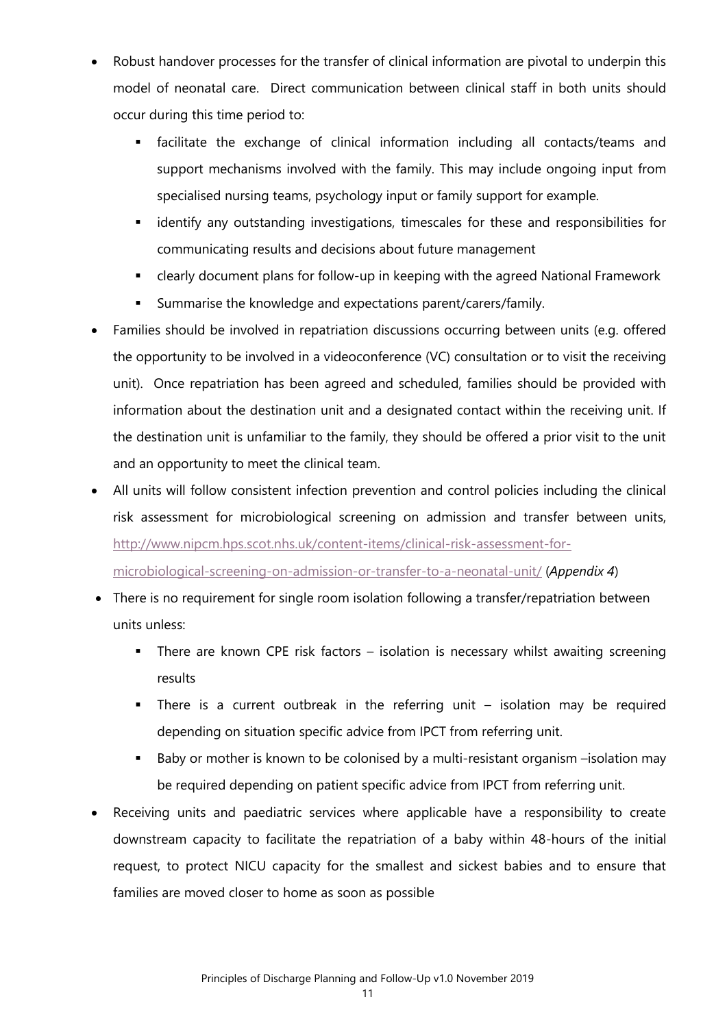- Robust handover processes for the transfer of clinical information are pivotal to underpin this model of neonatal care. Direct communication between clinical staff in both units should occur during this time period to:
    - facilitate the exchange of clinical information including all contacts/teams and support mechanisms involved with the family. This may include ongoing input from specialised nursing teams, psychology input or family support for example.
    - identify any outstanding investigations, timescales for these and responsibilities for communicating results and decisions about future management
    - clearly document plans for follow-up in keeping with the agreed National Framework
    - Summarise the knowledge and expectations parent/carers/family.
- Families should be involved in repatriation discussions occurring between units (e.g. offered the opportunity to be involved in a videoconference (VC) consultation or to visit the receiving unit). Once repatriation has been agreed and scheduled, families should be provided with information about the destination unit and a designated contact within the receiving unit. If the destination unit is unfamiliar to the family, they should be offered a prior visit to the unit and an opportunity to meet the clinical team.
- All units will follow consistent infection prevention and control policies including the clinical risk assessment for microbiological screening on admission and transfer between units, http://www.nipcm.hps.scot.nhs.uk/content-items/clinical-risk-assessment-for-microbiological-screening-on-admission-or-transfer-to-a-neonatal-unit/ (*Appendix 4*)
- There is no requirement for single room isolation following a transfer/repatriation between units unless:
    - There are known CPE risk factors – isolation is necessary whilst awaiting screening results
    - There is a current outbreak in the referring unit – isolation may be required depending on situation specific advice from IPCT from referring unit.
    - Baby or mother is known to be colonised by a multi-resistant organism –isolation may be required depending on patient specific advice from IPCT from referring unit.
- Receiving units and paediatric services where applicable have a responsibility to create downstream capacity to facilitate the repatriation of a baby within 48-hours of the initial request, to protect NICU capacity for the smallest and sickest babies and to ensure that families are moved closer to home as soon as possible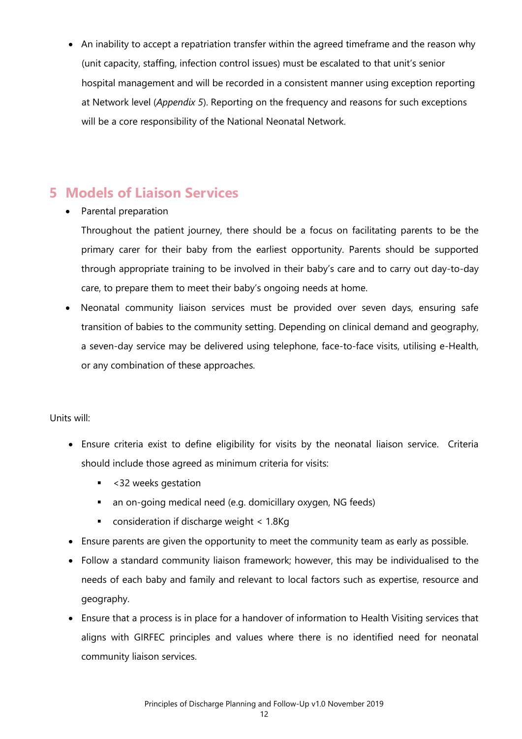- An inability to accept a repatriation transfer within the agreed timeframe and the reason why (unit capacity, staffing, infection control issues) must be escalated to that unit's senior hospital management and will be recorded in a consistent manner using exception reporting at Network level (*Appendix 5*). Reporting on the frequency and reasons for such exceptions will be a core responsibility of the National Neonatal Network.

# 5 Models of Liaison Services

- Parental preparation

  Throughout the patient journey, there should be a focus on facilitating parents to be the primary carer for their baby from the earliest opportunity. Parents should be supported through appropriate training to be involved in their baby's care and to carry out day-to-day care, to prepare them to meet their baby's ongoing needs at home.
- Neonatal community liaison services must be provided over seven days, ensuring safe transition of babies to the community setting. Depending on clinical demand and geography, a seven-day service may be delivered using telephone, face-to-face visits, utilising e-Health, or any combination of these approaches.

Units will:

- Ensure criteria exist to define eligibility for visits by the neonatal liaison service. Criteria should include those agreed as minimum criteria for visits:
  - <32 weeks gestation
  - an on-going medical need (e.g. domicillary oxygen, NG feeds)
  - consideration if discharge weight < 1.8Kg
- Ensure parents are given the opportunity to meet the community team as early as possible.
- Follow a standard community liaison framework; however, this may be individualised to the needs of each baby and family and relevant to local factors such as expertise, resource and geography.
- Ensure that a process is in place for a handover of information to Health Visiting services that aligns with GIRFEC principles and values where there is no identified need for neonatal community liaison services.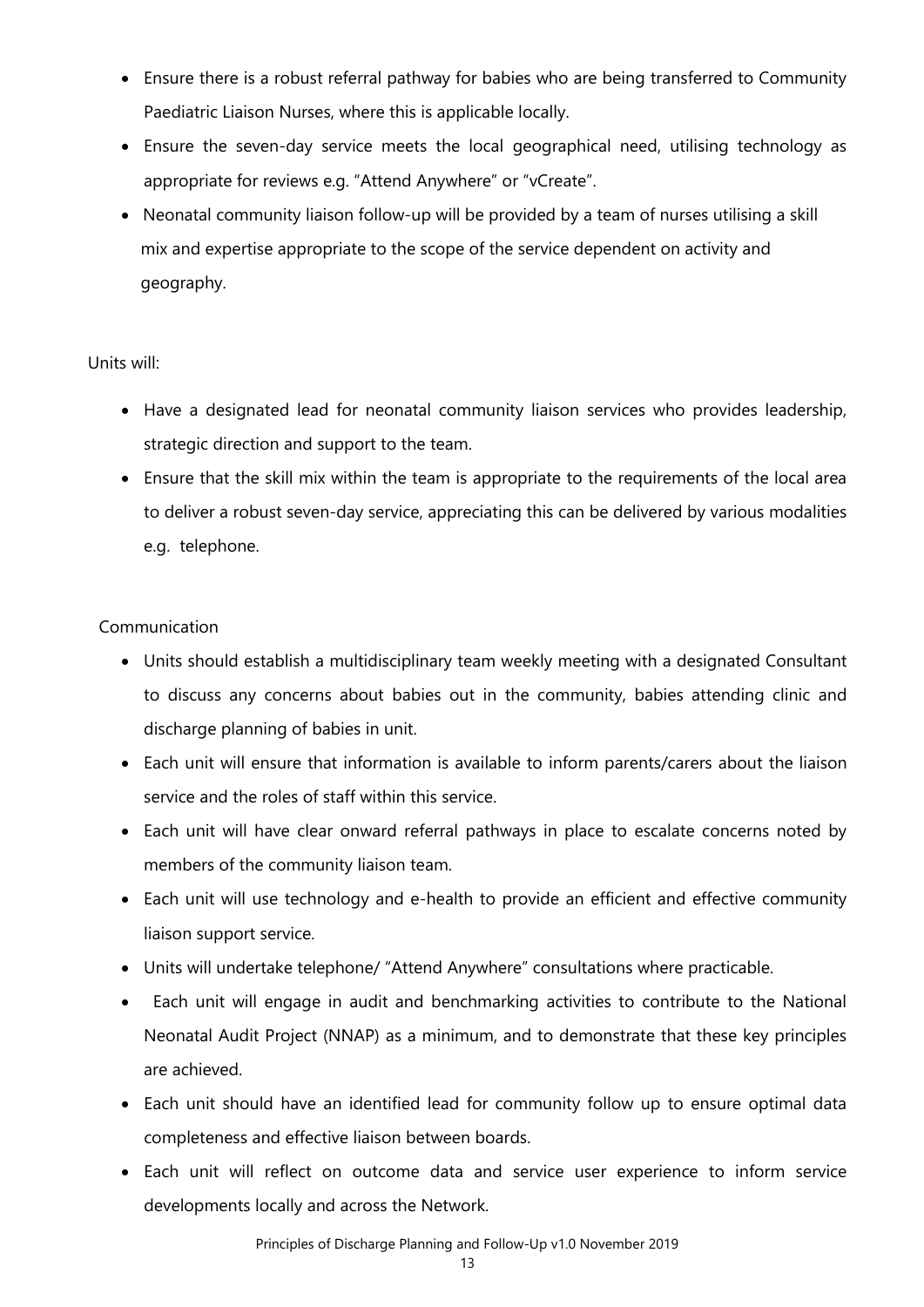- Ensure there is a robust referral pathway for babies who are being transferred to Community Paediatric Liaison Nurses, where this is applicable locally.
- Ensure the seven-day service meets the local geographical need, utilising technology as appropriate for reviews e.g. "Attend Anywhere" or "vCreate".
- Neonatal community liaison follow-up will be provided by a team of nurses utilising a skill mix and expertise appropriate to the scope of the service dependent on activity and geography.

Units will:

- Have a designated lead for neonatal community liaison services who provides leadership, strategic direction and support to the team.
- Ensure that the skill mix within the team is appropriate to the requirements of the local area to deliver a robust seven-day service, appreciating this can be delivered by various modalities e.g. telephone.

Communication

- Units should establish a multidisciplinary team weekly meeting with a designated Consultant to discuss any concerns about babies out in the community, babies attending clinic and discharge planning of babies in unit.
- Each unit will ensure that information is available to inform parents/carers about the liaison service and the roles of staff within this service.
- Each unit will have clear onward referral pathways in place to escalate concerns noted by members of the community liaison team.
- Each unit will use technology and e-health to provide an efficient and effective community liaison support service.
- Units will undertake telephone/ "Attend Anywhere" consultations where practicable.
- Each unit will engage in audit and benchmarking activities to contribute to the National Neonatal Audit Project (NNAP) as a minimum, and to demonstrate that these key principles are achieved.
- Each unit should have an identified lead for community follow up to ensure optimal data completeness and effective liaison between boards.
- Each unit will reflect on outcome data and service user experience to inform service developments locally and across the Network.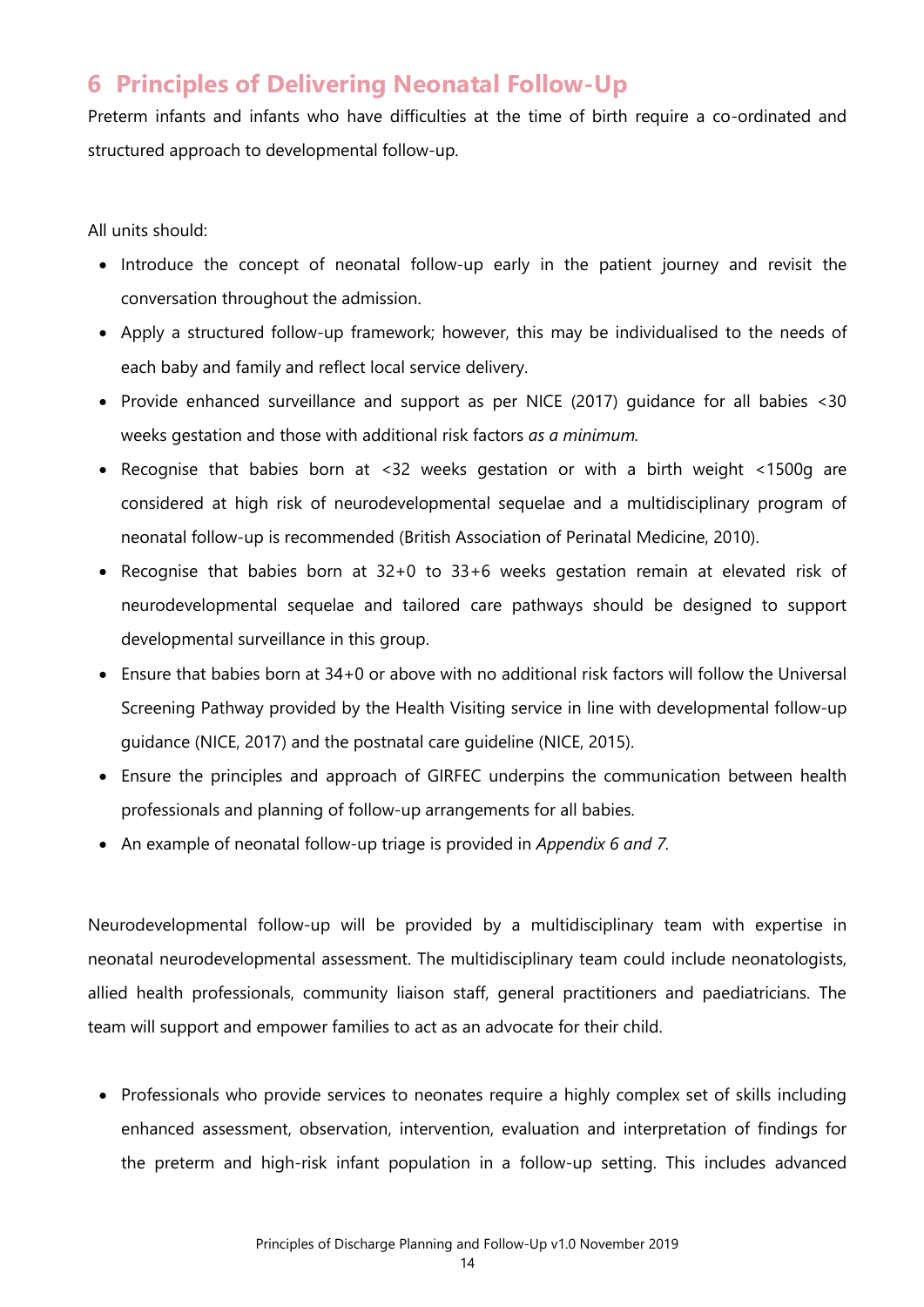## 6 Principles of Delivering Neonatal Follow-Up

Preterm infants and infants who have difficulties at the time of birth require a co-ordinated and structured approach to developmental follow-up.

All units should:

- Introduce the concept of neonatal follow-up early in the patient journey and revisit the conversation throughout the admission.
- Apply a structured follow-up framework; however, this may be individualised to the needs of each baby and family and reflect local service delivery.
- Provide enhanced surveillance and support as per NICE (2017) guidance for all babies <30 weeks gestation and those with additional risk factors *as a minimum*.
- Recognise that babies born at <32 weeks gestation or with a birth weight <1500g are considered at high risk of neurodevelopmental sequelae and a multidisciplinary program of neonatal follow-up is recommended (British Association of Perinatal Medicine, 2010).
- Recognise that babies born at 32+0 to 33+6 weeks gestation remain at elevated risk of neurodevelopmental sequelae and tailored care pathways should be designed to support developmental surveillance in this group.
- Ensure that babies born at 34+0 or above with no additional risk factors will follow the Universal Screening Pathway provided by the Health Visiting service in line with developmental follow-up guidance (NICE, 2017) and the postnatal care guideline (NICE, 2015).
- Ensure the principles and approach of GIRFEC underpins the communication between health professionals and planning of follow-up arrangements for all babies.
- An example of neonatal follow-up triage is provided in *Appendix 6 and 7.*

Neurodevelopmental follow-up will be provided by a multidisciplinary team with expertise in neonatal neurodevelopmental assessment. The multidisciplinary team could include neonatologists, allied health professionals, community liaison staff, general practitioners and paediatricians. The team will support and empower families to act as an advocate for their child.

- Professionals who provide services to neonates require a highly complex set of skills including enhanced assessment, observation, intervention, evaluation and interpretation of findings for the preterm and high-risk infant population in a follow-up setting. This includes advanced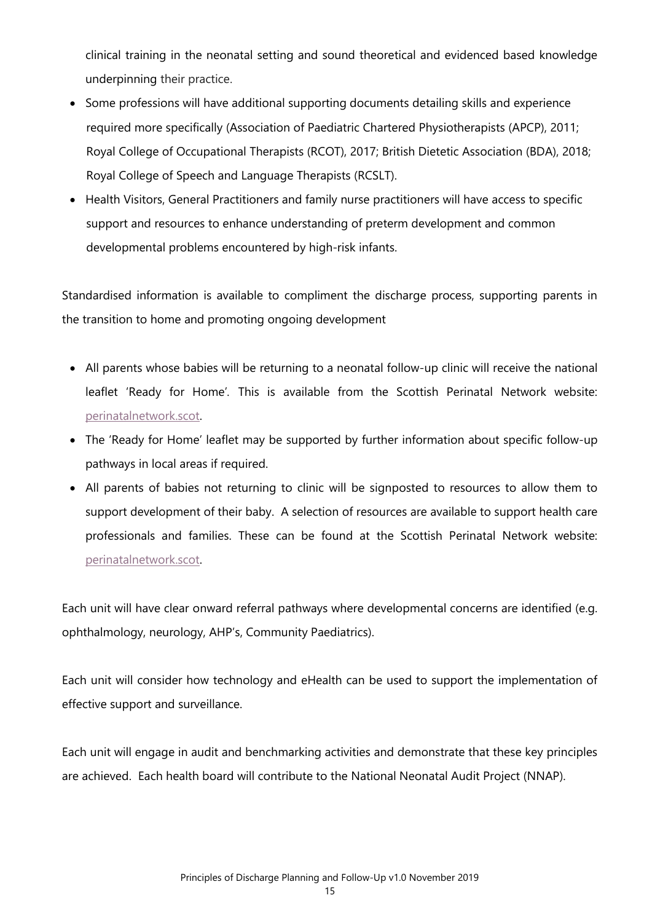clinical training in the neonatal setting and sound theoretical and evidenced based knowledge underpinning their practice.

- Some professions will have additional supporting documents detailing skills and experience required more specifically (Association of Paediatric Chartered Physiotherapists (APCP), 2011; Royal College of Occupational Therapists (RCOT), 2017; British Dietetic Association (BDA), 2018; Royal College of Speech and Language Therapists (RCSLT).
- Health Visitors, General Practitioners and family nurse practitioners will have access to specific support and resources to enhance understanding of preterm development and common developmental problems encountered by high-risk infants.

Standardised information is available to compliment the discharge process, supporting parents in the transition to home and promoting ongoing development

- All parents whose babies will be returning to a neonatal follow-up clinic will receive the national leaflet 'Ready for Home'. This is available from the Scottish Perinatal Network website: perinatalnetwork.scot.
- The 'Ready for Home' leaflet may be supported by further information about specific follow-up pathways in local areas if required.
- All parents of babies not returning to clinic will be signposted to resources to allow them to support development of their baby. A selection of resources are available to support health care professionals and families. These can be found at the Scottish Perinatal Network website: perinatalnetwork.scot.

Each unit will have clear onward referral pathways where developmental concerns are identified (e.g. ophthalmology, neurology, AHP's, Community Paediatrics).

Each unit will consider how technology and eHealth can be used to support the implementation of effective support and surveillance.

Each unit will engage in audit and benchmarking activities and demonstrate that these key principles are achieved. Each health board will contribute to the National Neonatal Audit Project (NNAP).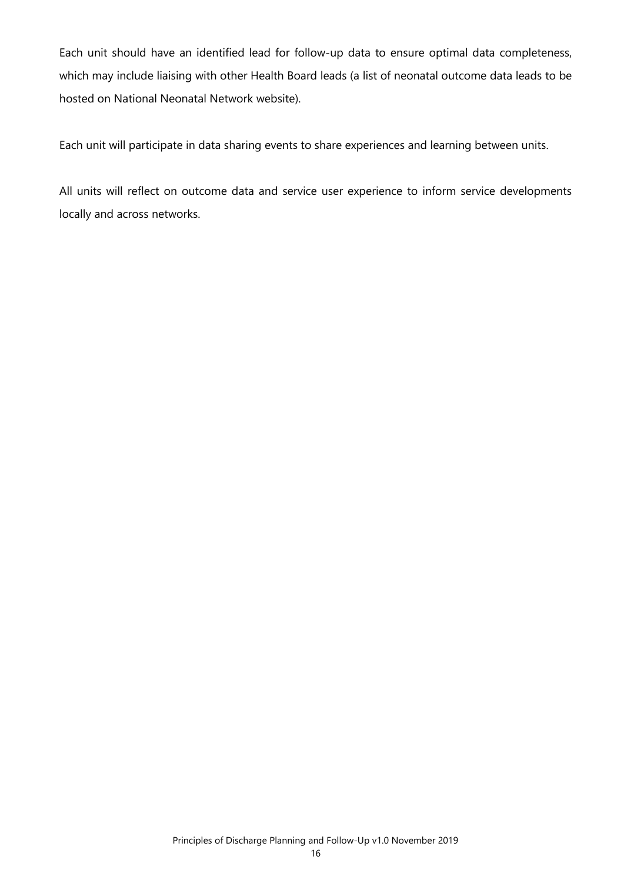Each unit should have an identified lead for follow-up data to ensure optimal data completeness, which may include liaising with other Health Board leads (a list of neonatal outcome data leads to be hosted on National Neonatal Network website).

Each unit will participate in data sharing events to share experiences and learning between units.

All units will reflect on outcome data and service user experience to inform service developments locally and across networks.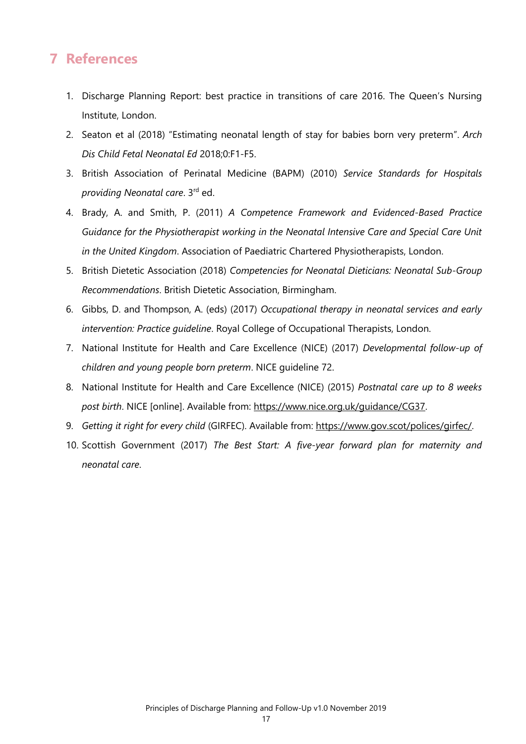# 7 References

1. Discharge Planning Report: best practice in transitions of care 2016. The Queen's Nursing Institute, London.
2. Seaton et al (2018) "Estimating neonatal length of stay for babies born very preterm". *Arch Dis Child Fetal Neonatal Ed* 2018;0:F1-F5.
3. British Association of Perinatal Medicine (BAPM) (2010) *Service Standards for Hospitals providing Neonatal care*. 3rd ed.
4. Brady, A. and Smith, P. (2011) *A Competence Framework and Evidenced-Based Practice Guidance for the Physiotherapist working in the Neonatal Intensive Care and Special Care Unit in the United Kingdom*. Association of Paediatric Chartered Physiotherapists, London.
5. British Dietetic Association (2018) *Competencies for Neonatal Dieticians: Neonatal Sub-Group Recommendations*. British Dietetic Association, Birmingham.
6. Gibbs, D. and Thompson, A. (eds) (2017) *Occupational therapy in neonatal services and early intervention: Practice guideline*. Royal College of Occupational Therapists, London.
7. National Institute for Health and Care Excellence (NICE) (2017) *Developmental follow-up of children and young people born preterm*. NICE guideline 72.
8. National Institute for Health and Care Excellence (NICE) (2015) *Postnatal care up to 8 weeks post birth*. NICE [online]. Available from: https://www.nice.org.uk/guidance/CG37.
9. *Getting it right for every child* (GIRFEC). Available from: https://www.gov.scot/polices/girfec/.
10. Scottish Government (2017) *The Best Start: A five-year forward plan for maternity and neonatal care*.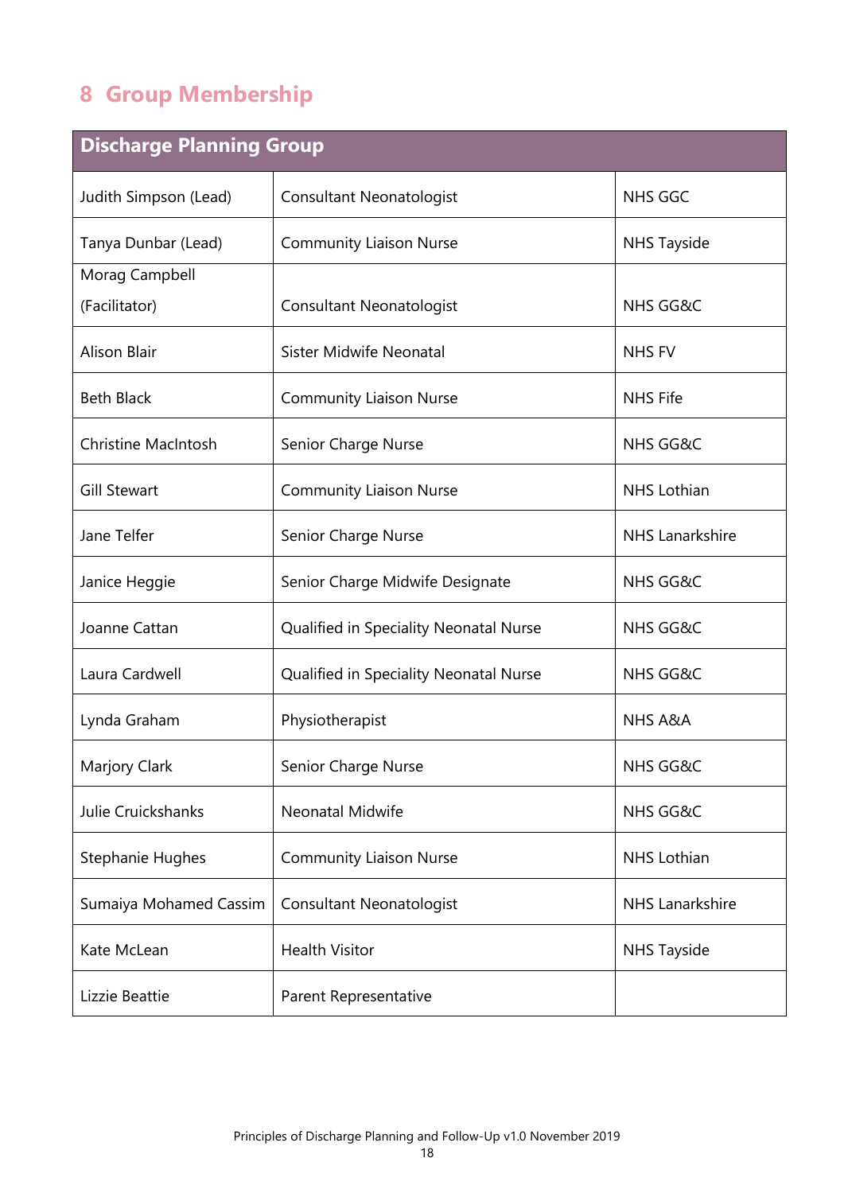# 8 Group Membership

| Discharge Planning Group | | |
| --- | --- | --- |
| Judith Simpson (Lead) | Consultant Neonatologist | NHS GGC |
| Tanya Dunbar (Lead) | Community Liaison Nurse | NHS Tayside |
| Morag Campbell (Facilitator) | Consultant Neonatologist | NHS GG&C |
| Alison Blair | Sister Midwife Neonatal | NHS FV |
| Beth Black | Community Liaison Nurse | NHS Fife |
| Christine MacIntosh | Senior Charge Nurse | NHS GG&C |
| Gill Stewart | Community Liaison Nurse | NHS Lothian |
| Jane Telfer | Senior Charge Nurse | NHS Lanarkshire |
| Janice Heggie | Senior Charge Midwife Designate | NHS GG&C |
| Joanne Cattan | Qualified in Speciality Neonatal Nurse | NHS GG&C |
| Laura Cardwell | Qualified in Speciality Neonatal Nurse | NHS GG&C |
| Lynda Graham | Physiotherapist | NHS A&A |
| Marjory Clark | Senior Charge Nurse | NHS GG&C |
| Julie Cruickshanks | Neonatal Midwife | NHS GG&C |
| Stephanie Hughes | Community Liaison Nurse | NHS Lothian |
| Sumaiya Mohamed Cassim | Consultant Neonatologist | NHS Lanarkshire |
| Kate McLean | Health Visitor | NHS Tayside |
| Lizzie Beattie | Parent Representative | |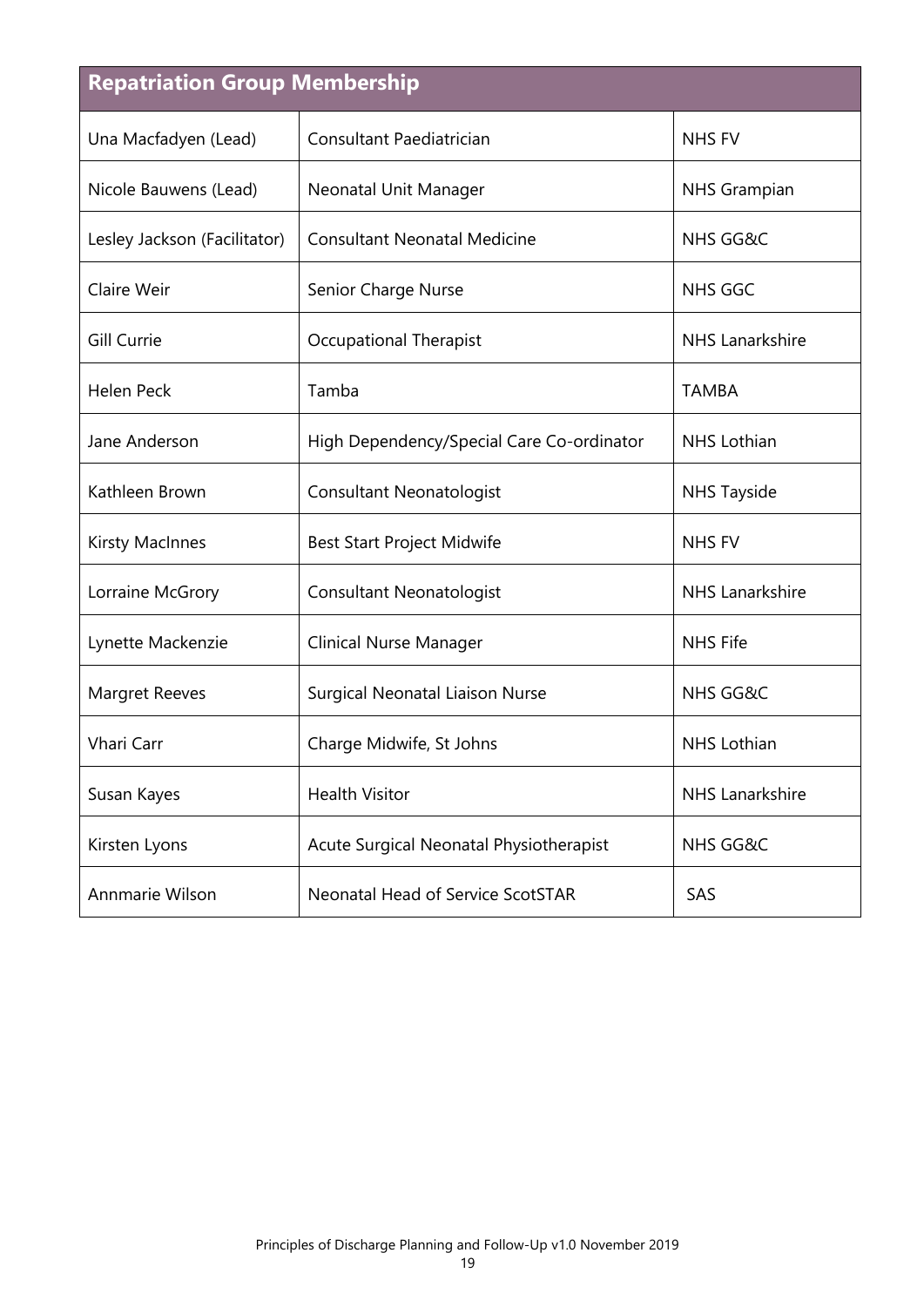| Repatriation Group Membership | | |
|---|---|---|
| Una Macfadyen (Lead) | Consultant Paediatrician | NHS FV |
| Nicole Bauwens (Lead) | Neonatal Unit Manager | NHS Grampian |
| Lesley Jackson (Facilitator) | Consultant Neonatal Medicine | NHS GG&C |
| Claire Weir | Senior Charge Nurse | NHS GGC |
| Gill Currie | Occupational Therapist | NHS Lanarkshire |
| Helen Peck | Tamba | TAMBA |
| Jane Anderson | High Dependency/Special Care Co-ordinator | NHS Lothian |
| Kathleen Brown | Consultant Neonatologist | NHS Tayside |
| Kirsty MacInnes | Best Start Project Midwife | NHS FV |
| Lorraine McGrory | Consultant Neonatologist | NHS Lanarkshire |
| Lynette Mackenzie | Clinical Nurse Manager | NHS Fife |
| Margret Reeves | Surgical Neonatal Liaison Nurse | NHS GG&C |
| Vhari Carr | Charge Midwife, St Johns | NHS Lothian |
| Susan Kayes | Health Visitor | NHS Lanarkshire |
| Kirsten Lyons | Acute Surgical Neonatal Physiotherapist | NHS GG&C |
| Annmarie Wilson | Neonatal Head of Service ScotSTAR | SAS |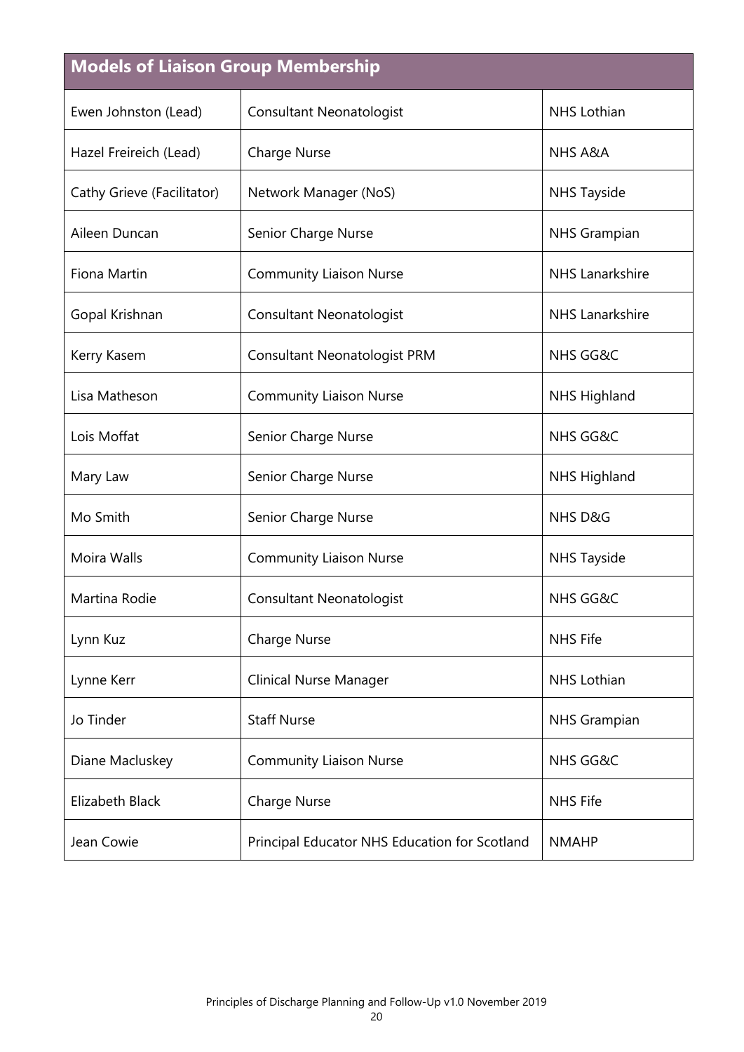| Models of Liaison Group Membership | | |
|---|---|---|
| Ewen Johnston (Lead) | Consultant Neonatologist | NHS Lothian |
| Hazel Freireich (Lead) | Charge Nurse | NHS A&A |
| Cathy Grieve (Facilitator) | Network Manager (NoS) | NHS Tayside |
| Aileen Duncan | Senior Charge Nurse | NHS Grampian |
| Fiona Martin | Community Liaison Nurse | NHS Lanarkshire |
| Gopal Krishnan | Consultant Neonatologist | NHS Lanarkshire |
| Kerry Kasem | Consultant Neonatologist PRM | NHS GG&C |
| Lisa Matheson | Community Liaison Nurse | NHS Highland |
| Lois Moffat | Senior Charge Nurse | NHS GG&C |
| Mary Law | Senior Charge Nurse | NHS Highland |
| Mo Smith | Senior Charge Nurse | NHS D&G |
| Moira Walls | Community Liaison Nurse | NHS Tayside |
| Martina Rodie | Consultant Neonatologist | NHS GG&C |
| Lynn Kuz | Charge Nurse | NHS Fife |
| Lynne Kerr | Clinical Nurse Manager | NHS Lothian |
| Jo Tinder | Staff Nurse | NHS Grampian |
| Diane Macluskey | Community Liaison Nurse | NHS GG&C |
| Elizabeth Black | Charge Nurse | NHS Fife |
| Jean Cowie | Principal Educator NHS Education for Scotland | NMAHP |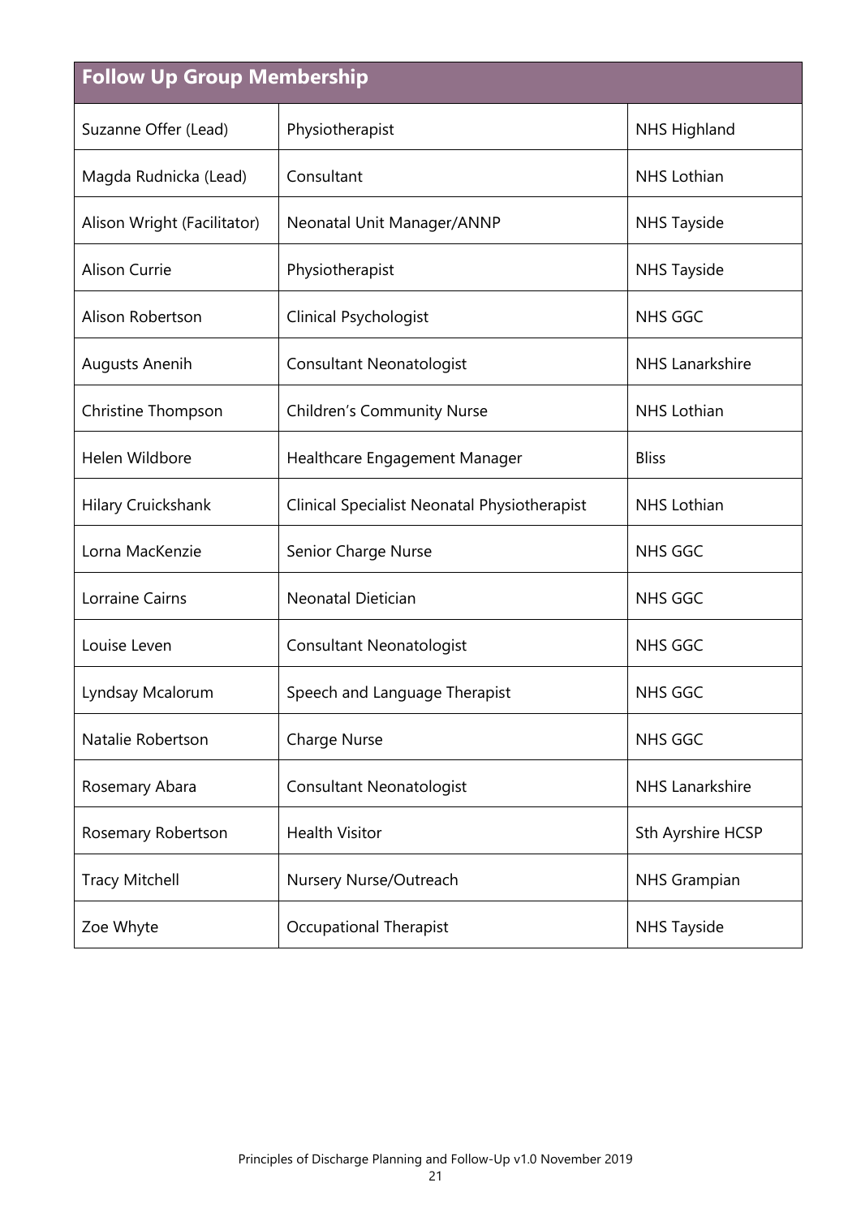## Follow Up Group Membership

| | | |
|---|---|---|
| Suzanne Offer (Lead) | Physiotherapist | NHS Highland |
| Magda Rudnicka (Lead) | Consultant | NHS Lothian |
| Alison Wright (Facilitator) | Neonatal Unit Manager/ANNP | NHS Tayside |
| Alison Currie | Physiotherapist | NHS Tayside |
| Alison Robertson | Clinical Psychologist | NHS GGC |
| Augusts Anenih | Consultant Neonatologist | NHS Lanarkshire |
| Christine Thompson | Children's Community Nurse | NHS Lothian |
| Helen Wildbore | Healthcare Engagement Manager | Bliss |
| Hilary Cruickshank | Clinical Specialist Neonatal Physiotherapist | NHS Lothian |
| Lorna MacKenzie | Senior Charge Nurse | NHS GGC |
| Lorraine Cairns | Neonatal Dietician | NHS GGC |
| Louise Leven | Consultant Neonatologist | NHS GGC |
| Lyndsay Mcalorum | Speech and Language Therapist | NHS GGC |
| Natalie Robertson | Charge Nurse | NHS GGC |
| Rosemary Abara | Consultant Neonatologist | NHS Lanarkshire |
| Rosemary Robertson | Health Visitor | Sth Ayrshire HCSP |
| Tracy Mitchell | Nursery Nurse/Outreach | NHS Grampian |
| Zoe Whyte | Occupational Therapist | NHS Tayside |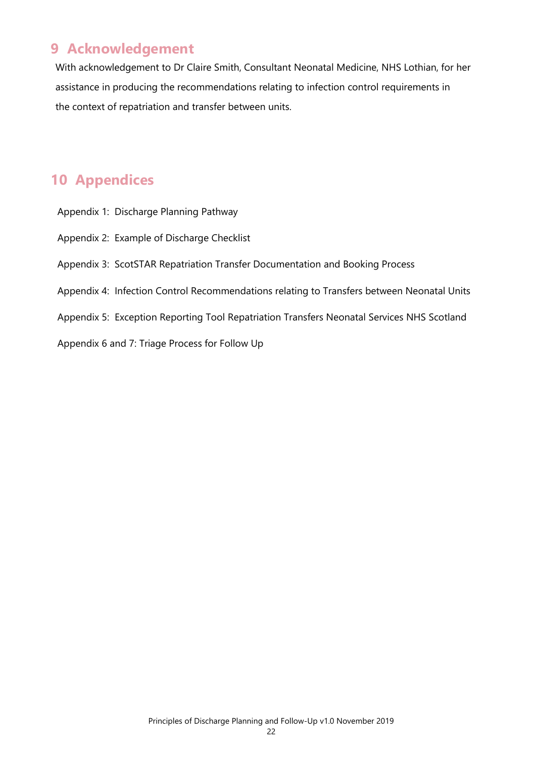## 9 Acknowledgement

With acknowledgement to Dr Claire Smith, Consultant Neonatal Medicine, NHS Lothian, for her assistance in producing the recommendations relating to infection control requirements in the context of repatriation and transfer between units.

## 10 Appendices

Appendix 1: Discharge Planning Pathway

Appendix 2: Example of Discharge Checklist

Appendix 3: ScotSTAR Repatriation Transfer Documentation and Booking Process

Appendix 4: Infection Control Recommendations relating to Transfers between Neonatal Units

Appendix 5: Exception Reporting Tool Repatriation Transfers Neonatal Services NHS Scotland

Appendix 6 and 7: Triage Process for Follow Up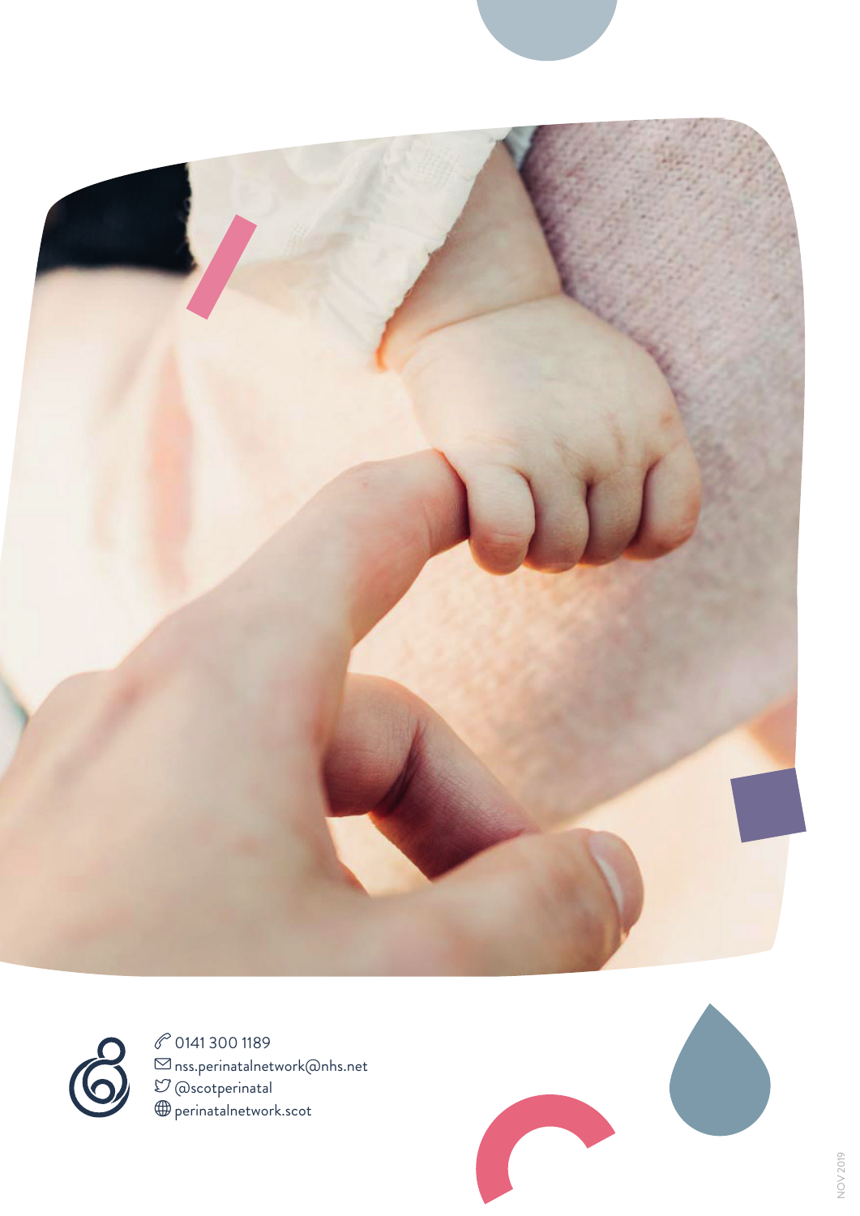0141 300 1189
nss.perinatalnetwork@nhs.net
@scotperinatal
perinatalnetwork.scot

NOV 2019